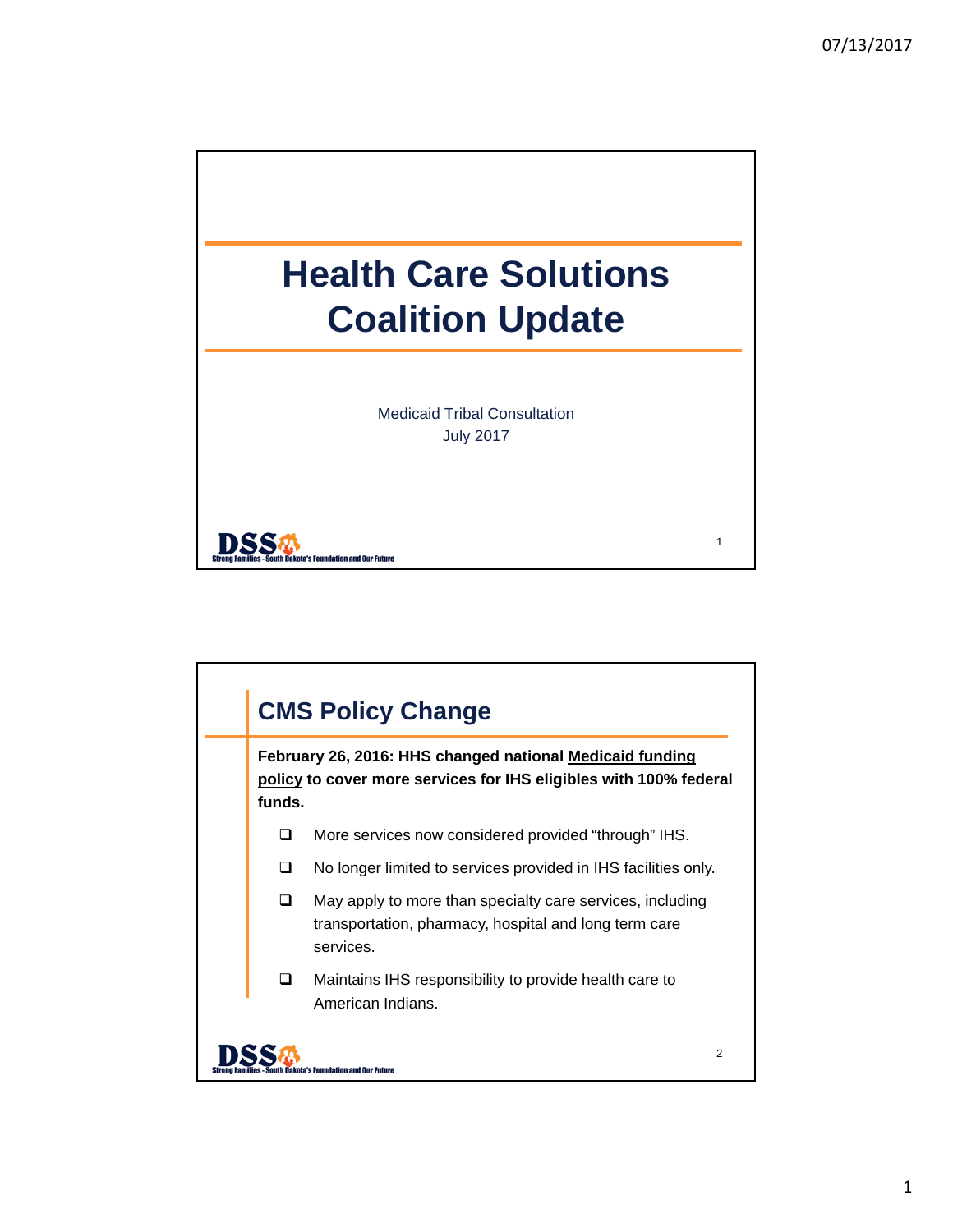# Health Care Solutions Coalition Update

Medicaid Tribal Consultation
July 2017

DSS
Strong Families - South Dakota's Foundation and Our Future

## CMS Policy Change

**February 26, 2016: HHS changed national Medicaid funding policy to cover more services for IHS eligibles with 100% federal funds.**

- More services now considered provided "through" IHS.
- No longer limited to services provided in IHS facilities only.
- May apply to more than specialty care services, including transportation, pharmacy, hospital and long term care services.
- Maintains IHS responsibility to provide health care to American Indians.

DSS
Strong Families - South Dakota's Foundation and Our Future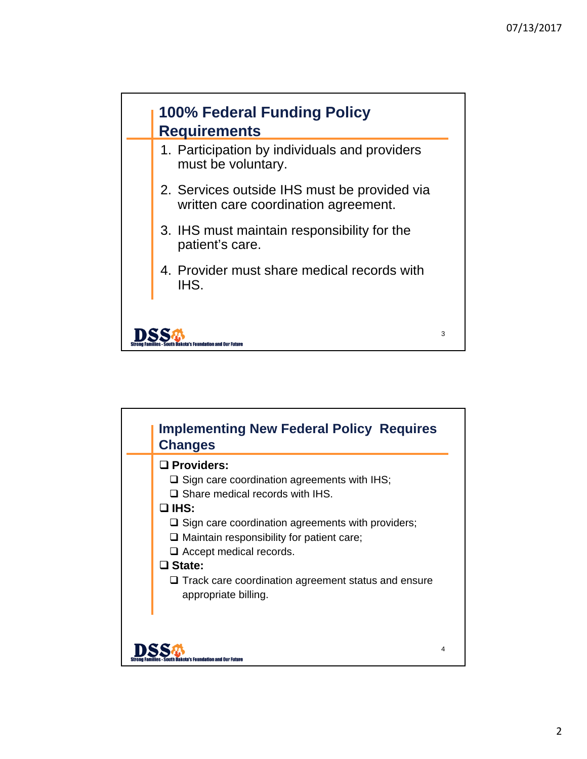## 100% Federal Funding Policy Requirements

1. Participation by individuals and providers must be voluntary.
2. Services outside IHS must be provided via written care coordination agreement.
3. IHS must maintain responsibility for the patient's care.
4. Provider must share medical records with IHS.

DSS Strong Families - South Dakota's Foundation and Our Future

## Implementing New Federal Policy Requires Changes

- **Providers:**
  - Sign care coordination agreements with IHS;
  - Share medical records with IHS.
- **IHS:**
  - Sign care coordination agreements with providers;
  - Maintain responsibility for patient care;
  - Accept medical records.
- **State:**
  - Track care coordination agreement status and ensure appropriate billing.

DSS Strong Families - South Dakota's Foundation and Our Future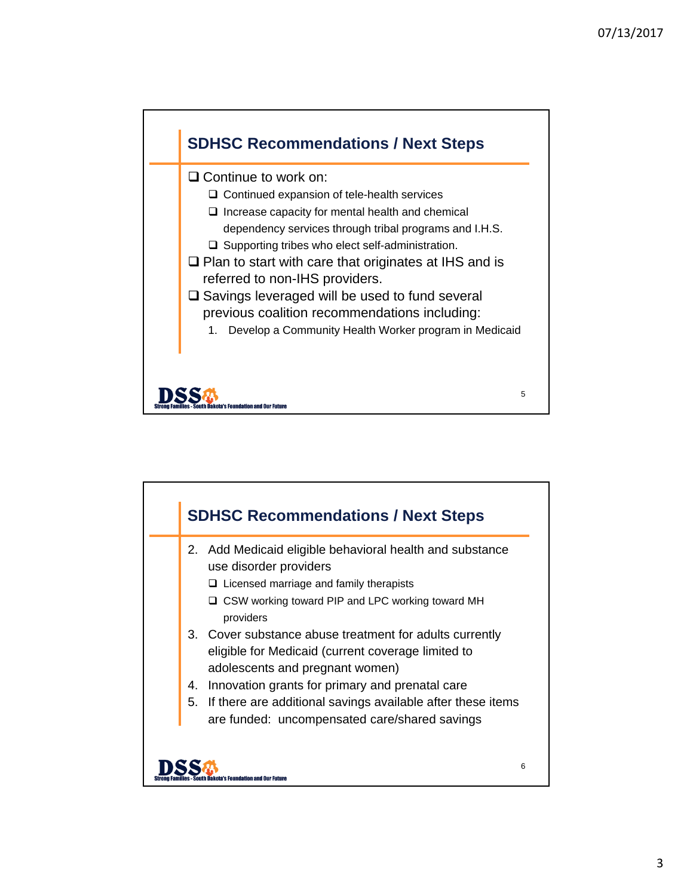## SDHSC Recommendations / Next Steps

- Continue to work on:
  - Continued expansion of tele-health services
  - Increase capacity for mental health and chemical dependency services through tribal programs and I.H.S.
  - Supporting tribes who elect self-administration.
- Plan to start with care that originates at IHS and is referred to non-IHS providers.
- Savings leveraged will be used to fund several previous coalition recommendations including:
  1. Develop a Community Health Worker program in Medicaid

DSS Strong Families - South Dakota's Foundation and Our Future

## SDHSC Recommendations / Next Steps

2. Add Medicaid eligible behavioral health and substance use disorder providers
   - Licensed marriage and family therapists
   - CSW working toward PIP and LPC working toward MH providers
3. Cover substance abuse treatment for adults currently eligible for Medicaid (current coverage limited to adolescents and pregnant women)
4. Innovation grants for primary and prenatal care
5. If there are additional savings available after these items are funded: uncompensated care/shared savings

DSS Strong Families - South Dakota's Foundation and Our Future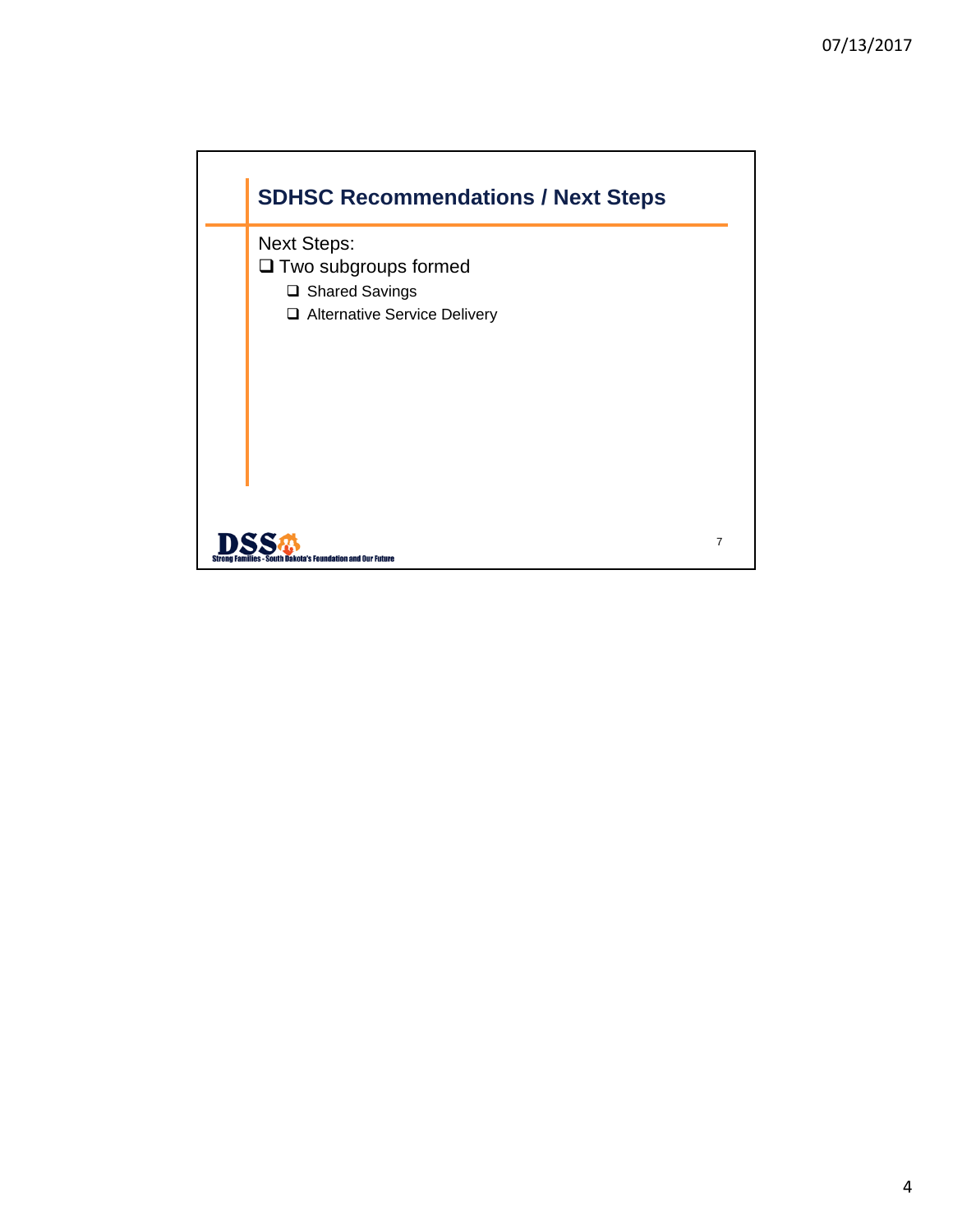## SDHSC Recommendations / Next Steps

Next Steps:

- ❑ Two subgroups formed
  - ❑ Shared Savings
  - ❑ Alternative Service Delivery

DSS

Strong Families - South Dakota's Foundation and Our Future